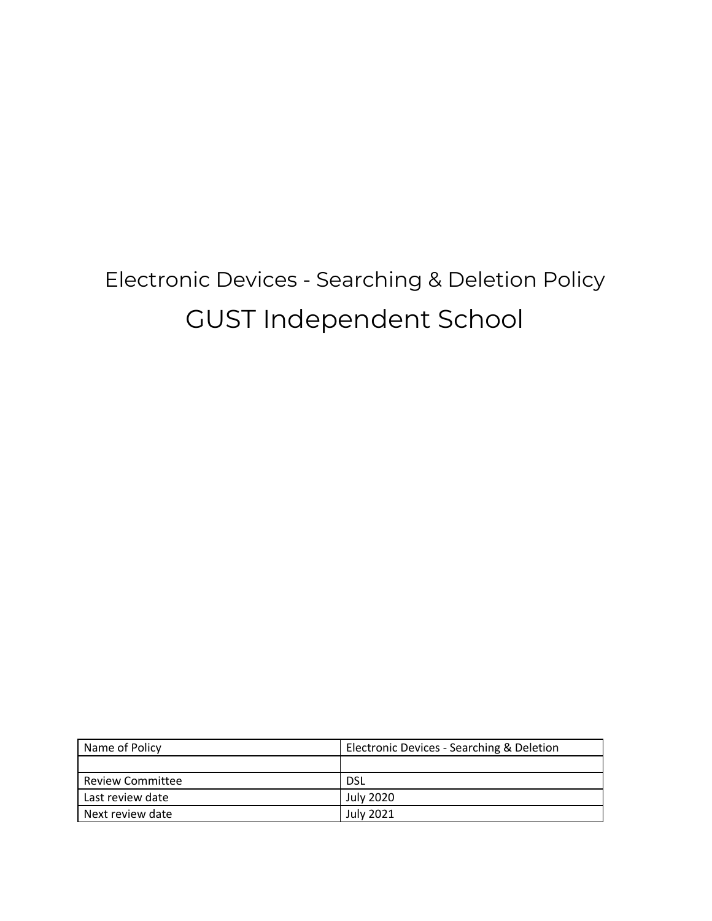# Electronic Devices - Searching & Deletion Policy

# GUST Independent School

| Name of Policy | Electronic Devices - Searching & Deletion |
| --- | --- |
| | |
| Review Committee | DSL |
| Last review date | July 2020 |
| Next review date | July 2021 |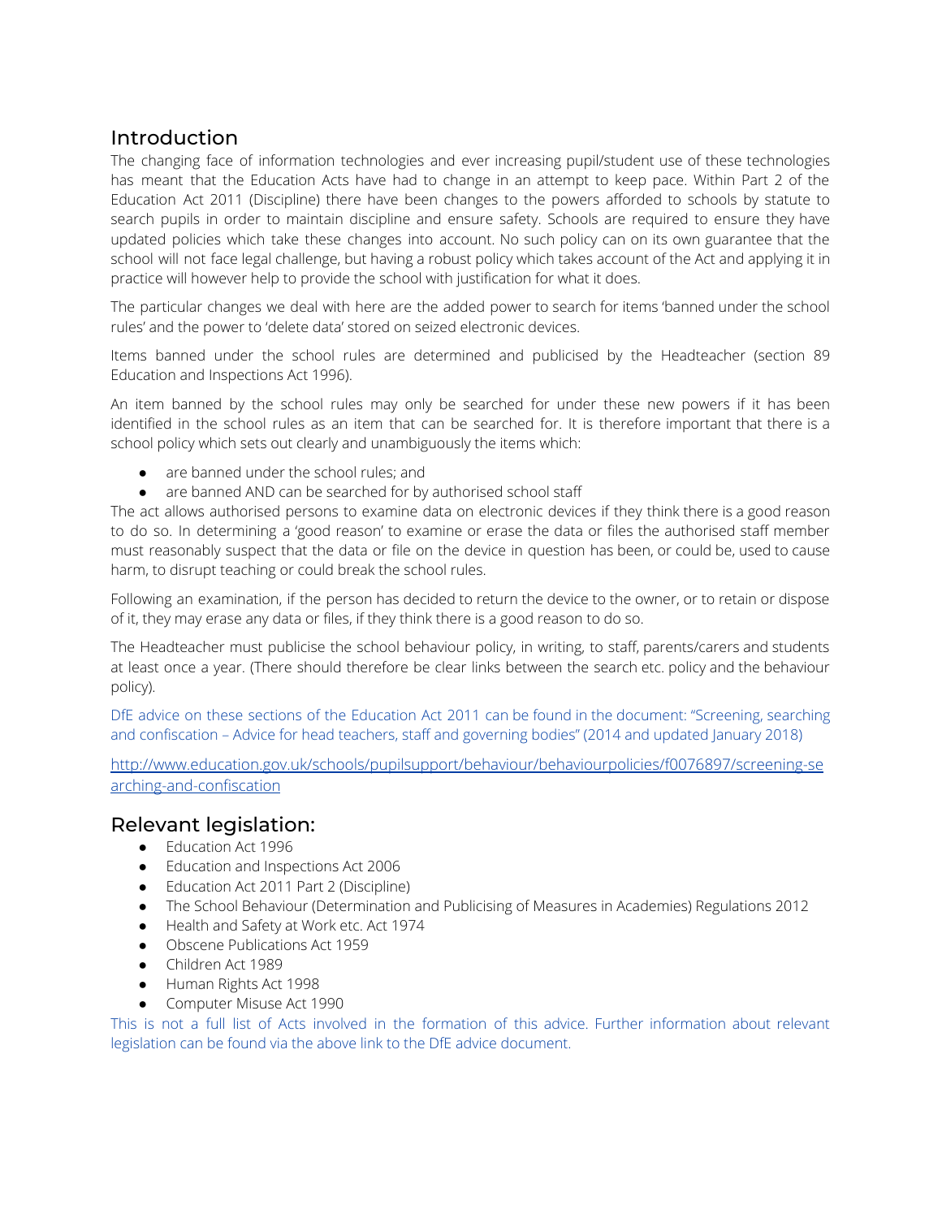## Introduction

The changing face of information technologies and ever increasing pupil/student use of these technologies has meant that the Education Acts have had to change in an attempt to keep pace. Within Part 2 of the Education Act 2011 (Discipline) there have been changes to the powers afforded to schools by statute to search pupils in order to maintain discipline and ensure safety. Schools are required to ensure they have updated policies which take these changes into account. No such policy can on its own guarantee that the school will not face legal challenge, but having a robust policy which takes account of the Act and applying it in practice will however help to provide the school with justification for what it does.

The particular changes we deal with here are the added power to search for items 'banned under the school rules' and the power to 'delete data' stored on seized electronic devices.

Items banned under the school rules are determined and publicised by the Headteacher (section 89 Education and Inspections Act 1996).

An item banned by the school rules may only be searched for under these new powers if it has been identified in the school rules as an item that can be searched for. It is therefore important that there is a school policy which sets out clearly and unambiguously the items which:

- are banned under the school rules; and
- are banned AND can be searched for by authorised school staff

The act allows authorised persons to examine data on electronic devices if they think there is a good reason to do so. In determining a 'good reason' to examine or erase the data or files the authorised staff member must reasonably suspect that the data or file on the device in question has been, or could be, used to cause harm, to disrupt teaching or could break the school rules.

Following an examination, if the person has decided to return the device to the owner, or to retain or dispose of it, they may erase any data or files, if they think there is a good reason to do so.

The Headteacher must publicise the school behaviour policy, in writing, to staff, parents/carers and students at least once a year. (There should therefore be clear links between the search etc. policy and the behaviour policy).

DfE advice on these sections of the Education Act 2011 can be found in the document: "Screening, searching and confiscation – Advice for head teachers, staff and governing bodies" (2014 and updated January 2018)

http://www.education.gov.uk/schools/pupilsupport/behaviour/behaviourpolicies/f0076897/screening-searching-and-confiscation

## Relevant legislation:

- Education Act 1996
- Education and Inspections Act 2006
- Education Act 2011 Part 2 (Discipline)
- The School Behaviour (Determination and Publicising of Measures in Academies) Regulations 2012
- Health and Safety at Work etc. Act 1974
- Obscene Publications Act 1959
- Children Act 1989
- Human Rights Act 1998
- Computer Misuse Act 1990

This is not a full list of Acts involved in the formation of this advice. Further information about relevant legislation can be found via the above link to the DfE advice document.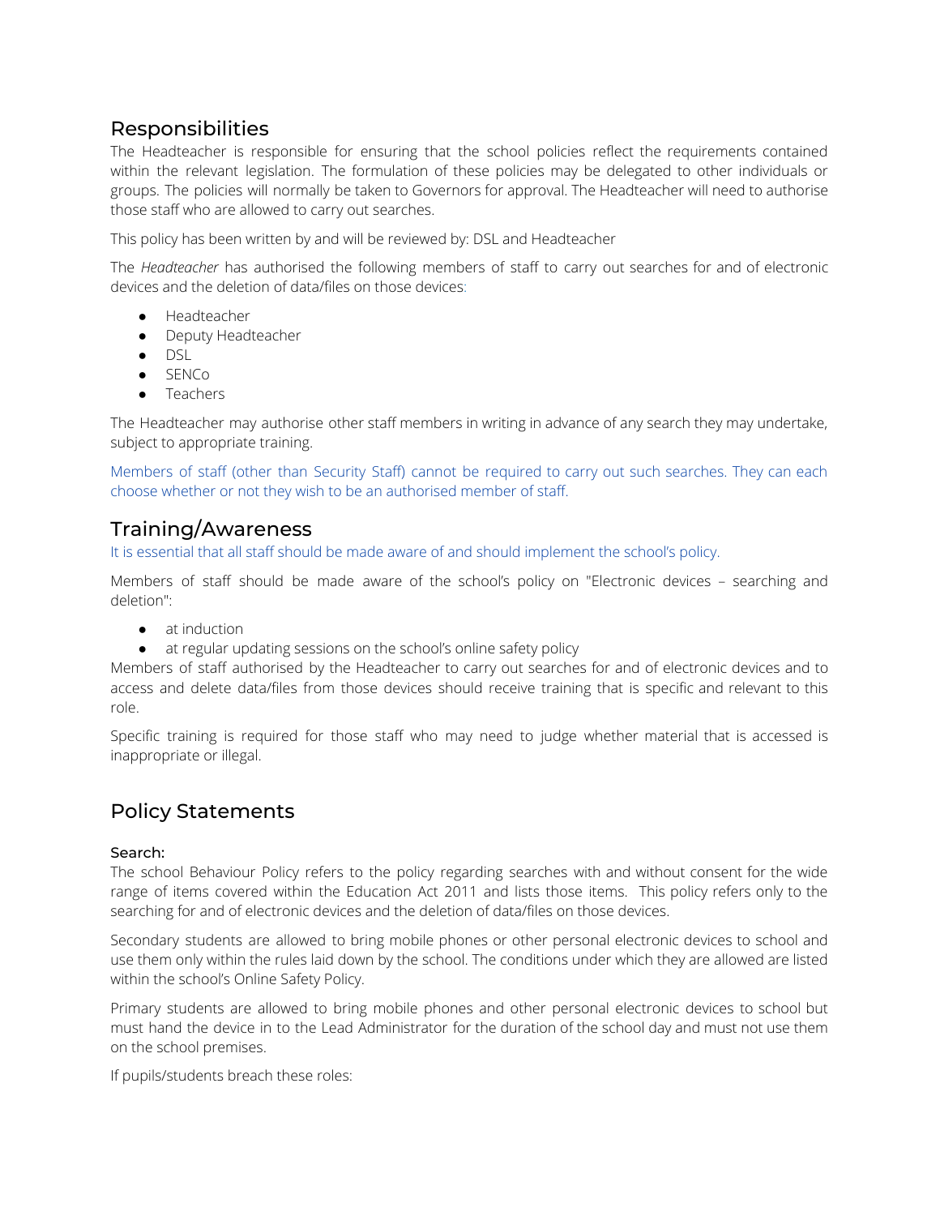## Responsibilities

The Headteacher is responsible for ensuring that the school policies reflect the requirements contained within the relevant legislation. The formulation of these policies may be delegated to other individuals or groups. The policies will normally be taken to Governors for approval. The Headteacher will need to authorise those staff who are allowed to carry out searches.

This policy has been written by and will be reviewed by: DSL and Headteacher

The *Headteacher* has authorised the following members of staff to carry out searches for and of electronic devices and the deletion of data/files on those devices:

- Headteacher
- Deputy Headteacher
- DSL
- SENCo
- Teachers

The Headteacher may authorise other staff members in writing in advance of any search they may undertake, subject to appropriate training.

Members of staff (other than Security Staff) cannot be required to carry out such searches. They can each choose whether or not they wish to be an authorised member of staff.

## Training/Awareness

It is essential that all staff should be made aware of and should implement the school's policy.

Members of staff should be made aware of the school's policy on "Electronic devices – searching and deletion":

- at induction
- at regular updating sessions on the school's online safety policy

Members of staff authorised by the Headteacher to carry out searches for and of electronic devices and to access and delete data/files from those devices should receive training that is specific and relevant to this role.

Specific training is required for those staff who may need to judge whether material that is accessed is inappropriate or illegal.

## Policy Statements

### Search:

The school Behaviour Policy refers to the policy regarding searches with and without consent for the wide range of items covered within the Education Act 2011 and lists those items. This policy refers only to the searching for and of electronic devices and the deletion of data/files on those devices.

Secondary students are allowed to bring mobile phones or other personal electronic devices to school and use them only within the rules laid down by the school. The conditions under which they are allowed are listed within the school's Online Safety Policy.

Primary students are allowed to bring mobile phones and other personal electronic devices to school but must hand the device in to the Lead Administrator for the duration of the school day and must not use them on the school premises.

If pupils/students breach these roles: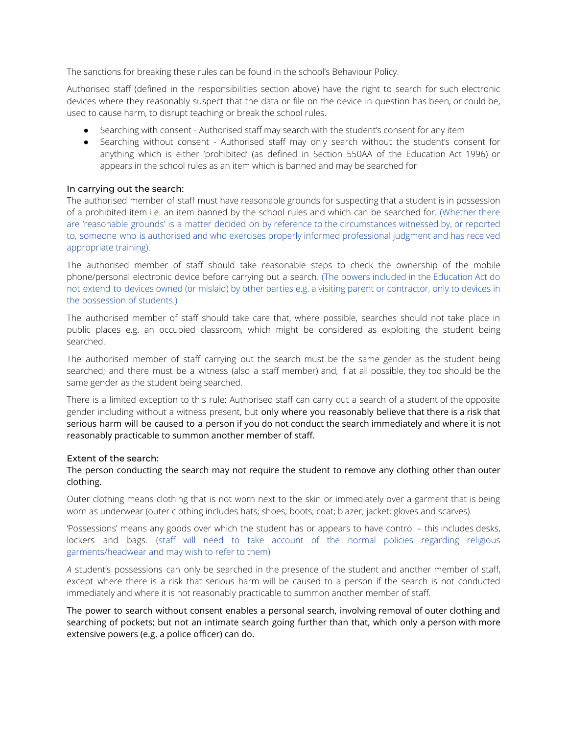The sanctions for breaking these rules can be found in the school's Behaviour Policy.

Authorised staff (defined in the responsibilities section above) have the right to search for such electronic devices where they reasonably suspect that the data or file on the device in question has been, or could be, used to cause harm, to disrupt teaching or break the school rules.

- Searching with consent - Authorised staff may search with the student's consent for any item
- Searching without consent - Authorised staff may only search without the student's consent for anything which is either 'prohibited' (as defined in Section 550AA of the Education Act 1996) or appears in the school rules as an item which is banned and may be searched for

### In carrying out the search:

The authorised member of staff must have reasonable grounds for suspecting that a student is in possession of a prohibited item i.e. an item banned by the school rules and which can be searched for. (Whether there are 'reasonable grounds' is a matter decided on by reference to the circumstances witnessed by, or reported to, someone who is authorised and who exercises properly informed professional judgment and has received appropriate training).

The authorised member of staff should take reasonable steps to check the ownership of the mobile phone/personal electronic device before carrying out a search. (The powers included in the Education Act do not extend to devices owned (or mislaid) by other parties e.g. a visiting parent or contractor, only to devices in the possession of students.)

The authorised member of staff should take care that, where possible, searches should not take place in public places e.g. an occupied classroom, which might be considered as exploiting the student being searched.

The authorised member of staff carrying out the search must be the same gender as the student being searched; and there must be a witness (also a staff member) and, if at all possible, they too should be the same gender as the student being searched.

There is a limited exception to this rule: Authorised staff can carry out a search of a student of the opposite gender including without a witness present, but **only where you reasonably believe that there is a risk that serious harm will be caused to a person if you do not conduct the search immediately and where it is not reasonably practicable to summon another member of staff.**

### Extent of the search:

**The person conducting the search may not require the student to remove any clothing other than outer clothing.**

Outer clothing means clothing that is not worn next to the skin or immediately over a garment that is being worn as underwear (outer clothing includes hats; shoes; boots; coat; blazer; jacket; gloves and scarves).

'Possessions' means any goods over which the student has or appears to have control – this includes desks, lockers and bags. (staff will need to take account of the normal policies regarding religious garments/headwear and may wish to refer to them)

*A* student's possessions can only be searched in the presence of the student and another member of staff, except where there is a risk that serious harm will be caused to a person if the search is not conducted immediately and where it is not reasonably practicable to summon another member of staff.

**The power to search without consent enables a personal search, involving removal of outer clothing and searching of pockets; but not an intimate search going further than that, which only a person with more extensive powers (e.g. a police officer) can do.**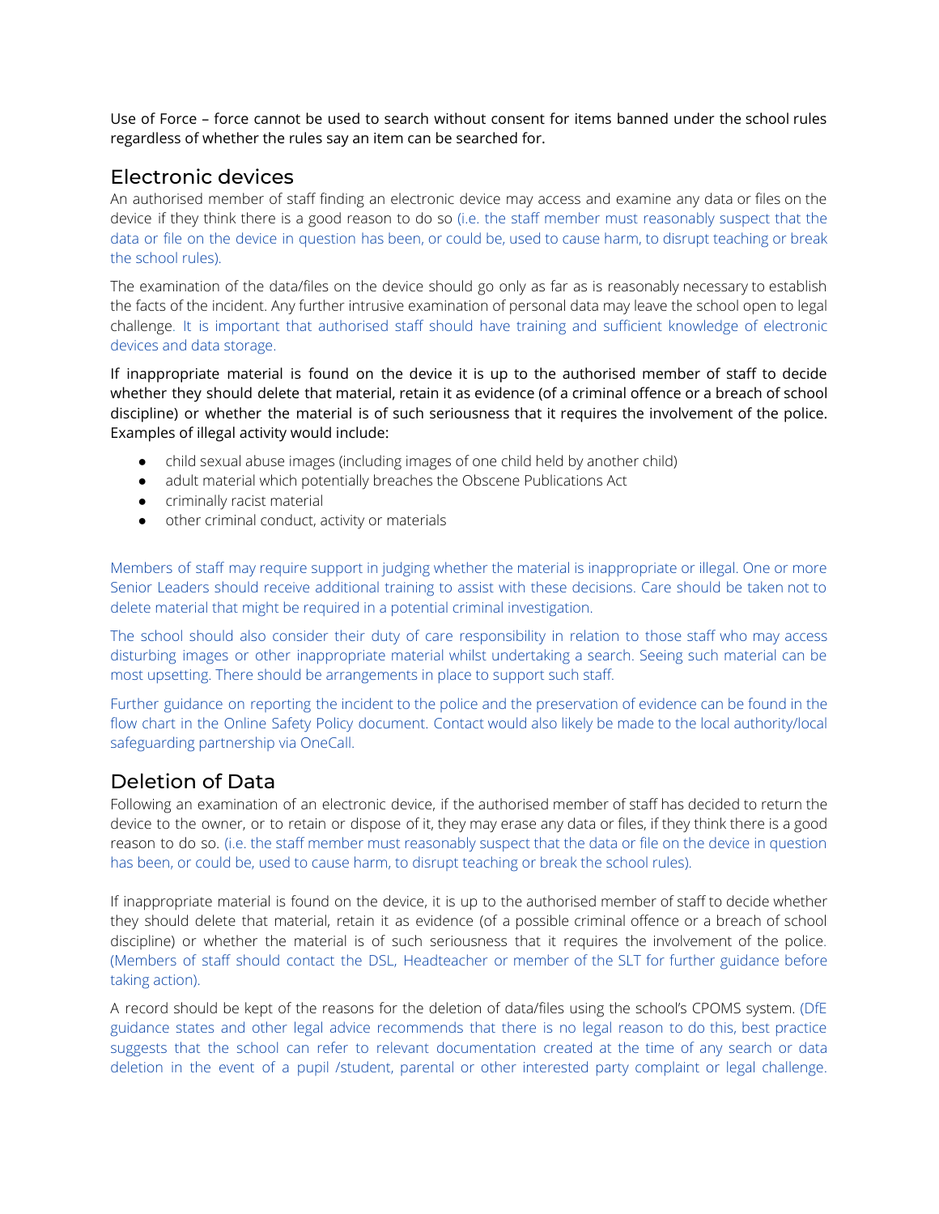Use of Force – force cannot be used to search without consent for items banned under the school rules regardless of whether the rules say an item can be searched for.

## Electronic devices

An authorised member of staff finding an electronic device may access and examine any data or files on the device if they think there is a good reason to do so (i.e. the staff member must reasonably suspect that the data or file on the device in question has been, or could be, used to cause harm, to disrupt teaching or break the school rules).

The examination of the data/files on the device should go only as far as is reasonably necessary to establish the facts of the incident. Any further intrusive examination of personal data may leave the school open to legal challenge. It is important that authorised staff should have training and sufficient knowledge of electronic devices and data storage.

If inappropriate material is found on the device it is up to the authorised member of staff to decide whether they should delete that material, retain it as evidence (of a criminal offence or a breach of school discipline) or whether the material is of such seriousness that it requires the involvement of the police. Examples of illegal activity would include:

- child sexual abuse images (including images of one child held by another child)
- adult material which potentially breaches the Obscene Publications Act
- criminally racist material
- other criminal conduct, activity or materials

Members of staff may require support in judging whether the material is inappropriate or illegal. One or more Senior Leaders should receive additional training to assist with these decisions. Care should be taken not to delete material that might be required in a potential criminal investigation.

The school should also consider their duty of care responsibility in relation to those staff who may access disturbing images or other inappropriate material whilst undertaking a search. Seeing such material can be most upsetting. There should be arrangements in place to support such staff.

Further guidance on reporting the incident to the police and the preservation of evidence can be found in the flow chart in the Online Safety Policy document. Contact would also likely be made to the local authority/local safeguarding partnership via OneCall.

## Deletion of Data

Following an examination of an electronic device, if the authorised member of staff has decided to return the device to the owner, or to retain or dispose of it, they may erase any data or files, if they think there is a good reason to do so. (i.e. the staff member must reasonably suspect that the data or file on the device in question has been, or could be, used to cause harm, to disrupt teaching or break the school rules).

If inappropriate material is found on the device, it is up to the authorised member of staff to decide whether they should delete that material, retain it as evidence (of a possible criminal offence or a breach of school discipline) or whether the material is of such seriousness that it requires the involvement of the police. (Members of staff should contact the DSL, Headteacher or member of the SLT for further guidance before taking action).

A record should be kept of the reasons for the deletion of data/files using the school's CPOMS system. (DfE guidance states and other legal advice recommends that there is no legal reason to do this, best practice suggests that the school can refer to relevant documentation created at the time of any search or data deletion in the event of a pupil /student, parental or other interested party complaint or legal challenge.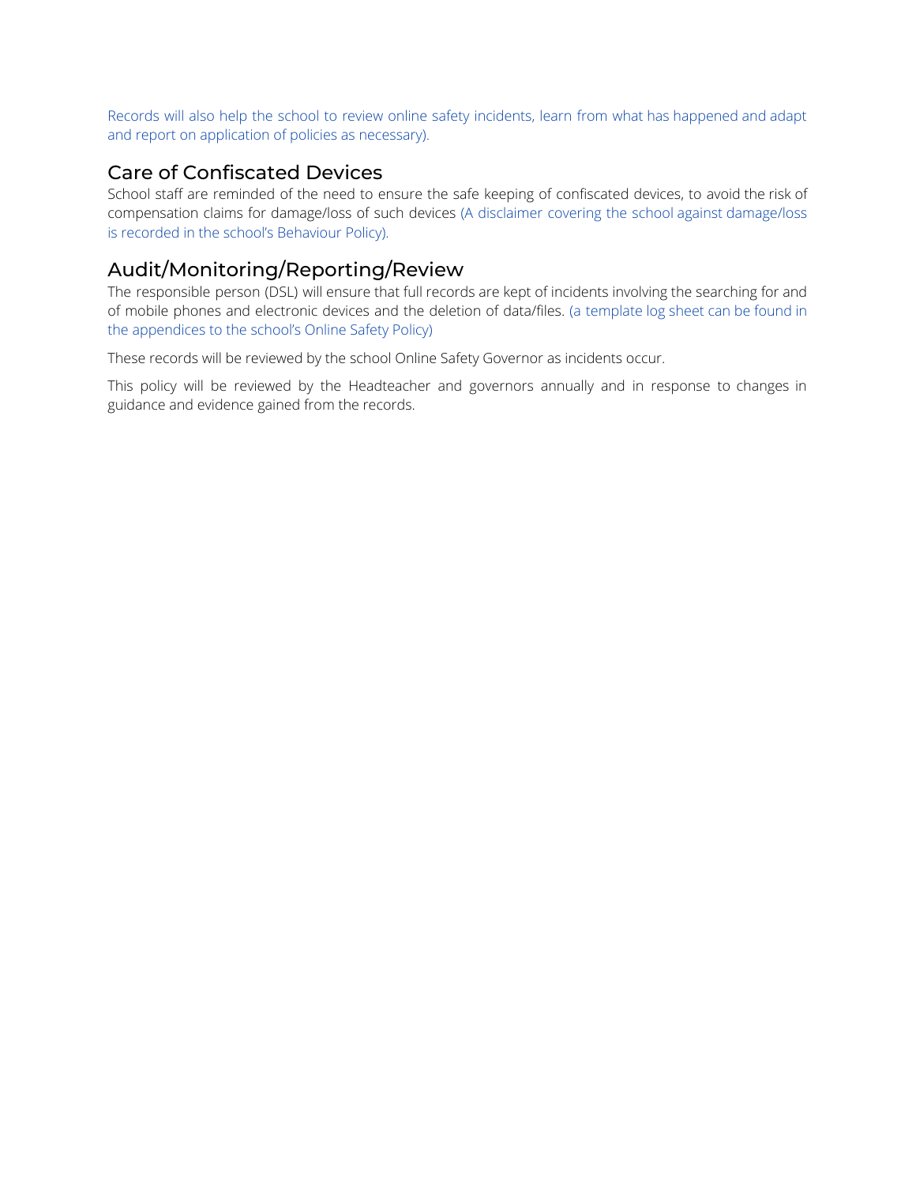Records will also help the school to review online safety incidents, learn from what has happened and adapt and report on application of policies as necessary).

## Care of Confiscated Devices

School staff are reminded of the need to ensure the safe keeping of confiscated devices, to avoid the risk of compensation claims for damage/loss of such devices (A disclaimer covering the school against damage/loss is recorded in the school's Behaviour Policy).

## Audit/Monitoring/Reporting/Review

The responsible person (DSL) will ensure that full records are kept of incidents involving the searching for and of mobile phones and electronic devices and the deletion of data/files. (a template log sheet can be found in the appendices to the school's Online Safety Policy)

These records will be reviewed by the school Online Safety Governor as incidents occur.

This policy will be reviewed by the Headteacher and governors annually and in response to changes in guidance and evidence gained from the records.